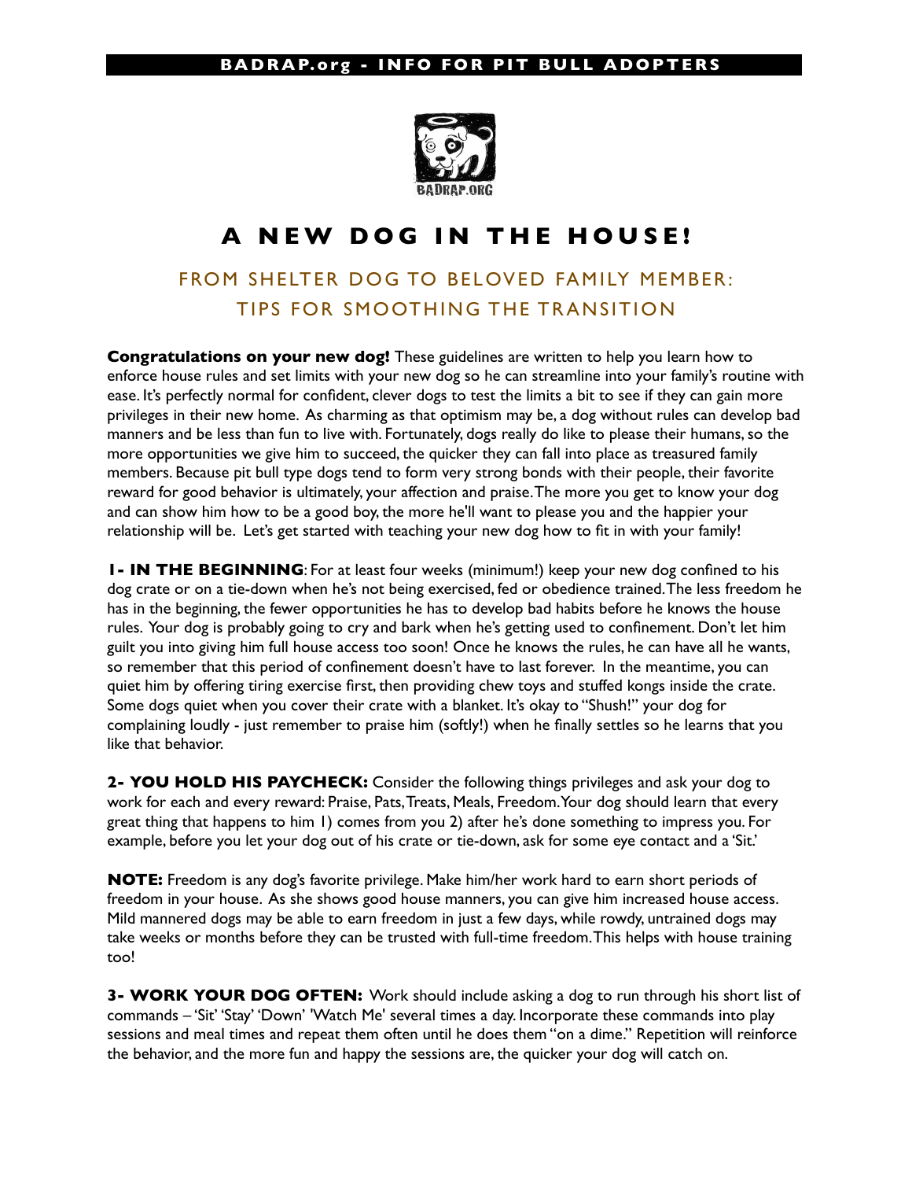# A NEW DOG IN THE HOUSE!

## FROM SHELTER DOG TO BELOVED FAMILY MEMBER: TIPS FOR SMOOTHING THE TRANSITION

**Congratulations on your new dog!** These guidelines are written to help you learn how to enforce house rules and set limits with your new dog so he can streamline into your family's routine with ease. It's perfectly normal for confident, clever dogs to test the limits a bit to see if they can gain more privileges in their new home. As charming as that optimism may be, a dog without rules can develop bad manners and be less than fun to live with. Fortunately, dogs really do like to please their humans, so the more opportunities we give him to succeed, the quicker they can fall into place as treasured family members. Because pit bull type dogs tend to form very strong bonds with their people, their favorite reward for good behavior is ultimately, your affection and praise. The more you get to know your dog and can show him how to be a good boy, the more he'll want to please you and the happier your relationship will be. Let's get started with teaching your new dog how to fit in with your family!

**1- IN THE BEGINNING**: For at least four weeks (minimum!) keep your new dog confined to his dog crate or on a tie-down when he's not being exercised, fed or obedience trained. The less freedom he has in the beginning, the fewer opportunities he has to develop bad habits before he knows the house rules. Your dog is probably going to cry and bark when he's getting used to confinement. Don't let him guilt you into giving him full house access too soon! Once he knows the rules, he can have all he wants, so remember that this period of confinement doesn't have to last forever. In the meantime, you can quiet him by offering tiring exercise first, then providing chew toys and stuffed kongs inside the crate. Some dogs quiet when you cover their crate with a blanket. It's okay to "Shush!" your dog for complaining loudly - just remember to praise him (softly!) when he finally settles so he learns that you like that behavior.

**2- YOU HOLD HIS PAYCHECK:** Consider the following things privileges and ask your dog to work for each and every reward: Praise, Pats, Treats, Meals, Freedom. Your dog should learn that every great thing that happens to him 1) comes from you 2) after he's done something to impress you. For example, before you let your dog out of his crate or tie-down, ask for some eye contact and a 'Sit.'

**NOTE:** Freedom is any dog's favorite privilege. Make him/her work hard to earn short periods of freedom in your house. As she shows good house manners, you can give him increased house access. Mild mannered dogs may be able to earn freedom in just a few days, while rowdy, untrained dogs may take weeks or months before they can be trusted with full-time freedom. This helps with house training too!

**3- WORK YOUR DOG OFTEN:** Work should include asking a dog to run through his short list of commands – 'Sit' 'Stay' 'Down' 'Watch Me' several times a day. Incorporate these commands into play sessions and meal times and repeat them often until he does them "on a dime." Repetition will reinforce the behavior, and the more fun and happy the sessions are, the quicker your dog will catch on.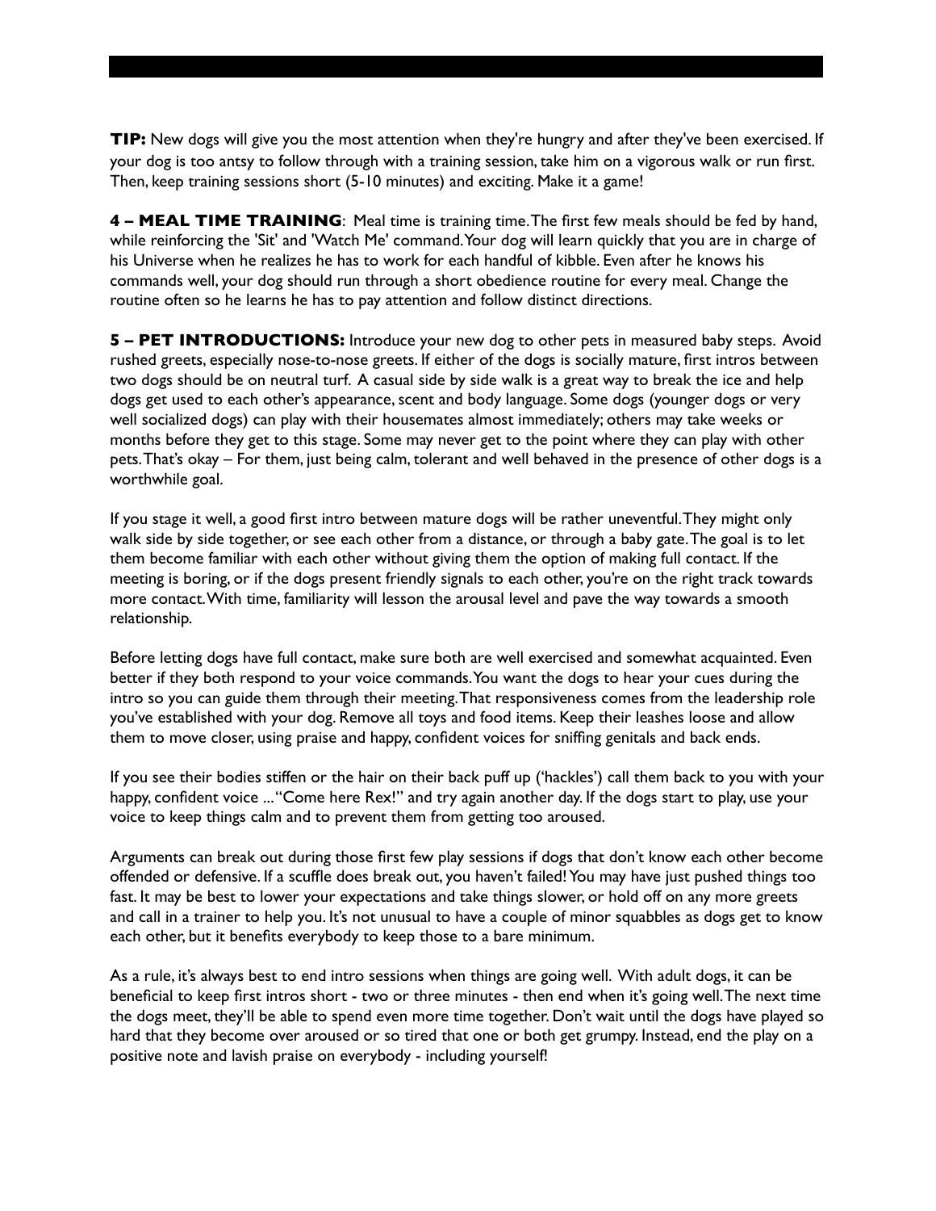**TIP:** New dogs will give you the most attention when they're hungry and after they've been exercised. If your dog is too antsy to follow through with a training session, take him on a vigorous walk or run first. Then, keep training sessions short (5-10 minutes) and exciting. Make it a game!

**4 – MEAL TIME TRAINING**: Meal time is training time. The first few meals should be fed by hand, while reinforcing the 'Sit' and 'Watch Me' command. Your dog will learn quickly that you are in charge of his Universe when he realizes he has to work for each handful of kibble. Even after he knows his commands well, your dog should run through a short obedience routine for every meal. Change the routine often so he learns he has to pay attention and follow distinct directions.

**5 – PET INTRODUCTIONS:** Introduce your new dog to other pets in measured baby steps. Avoid rushed greets, especially nose-to-nose greets. If either of the dogs is socially mature, first intros between two dogs should be on neutral turf. A casual side by side walk is a great way to break the ice and help dogs get used to each other's appearance, scent and body language. Some dogs (younger dogs or very well socialized dogs) can play with their housemates almost immediately; others may take weeks or months before they get to this stage. Some may never get to the point where they can play with other pets. That's okay – For them, just being calm, tolerant and well behaved in the presence of other dogs is a worthwhile goal.

If you stage it well, a good first intro between mature dogs will be rather uneventful. They might only walk side by side together, or see each other from a distance, or through a baby gate. The goal is to let them become familiar with each other without giving them the option of making full contact. If the meeting is boring, or if the dogs present friendly signals to each other, you're on the right track towards more contact. With time, familiarity will lesson the arousal level and pave the way towards a smooth relationship.

Before letting dogs have full contact, make sure both are well exercised and somewhat acquainted. Even better if they both respond to your voice commands. You want the dogs to hear your cues during the intro so you can guide them through their meeting. That responsiveness comes from the leadership role you've established with your dog. Remove all toys and food items. Keep their leashes loose and allow them to move closer, using praise and happy, confident voices for sniffing genitals and back ends.

If you see their bodies stiffen or the hair on their back puff up ('hackles') call them back to you with your happy, confident voice ... "Come here Rex!" and try again another day. If the dogs start to play, use your voice to keep things calm and to prevent them from getting too aroused.

Arguments can break out during those first few play sessions if dogs that don't know each other become offended or defensive. If a scuffle does break out, you haven't failed! You may have just pushed things too fast. It may be best to lower your expectations and take things slower, or hold off on any more greets and call in a trainer to help you. It's not unusual to have a couple of minor squabbles as dogs get to know each other, but it benefits everybody to keep those to a bare minimum.

As a rule, it's always best to end intro sessions when things are going well. With adult dogs, it can be beneficial to keep first intros short - two or three minutes - then end when it's going well. The next time the dogs meet, they'll be able to spend even more time together. Don't wait until the dogs have played so hard that they become over aroused or so tired that one or both get grumpy. Instead, end the play on a positive note and lavish praise on everybody - including yourself!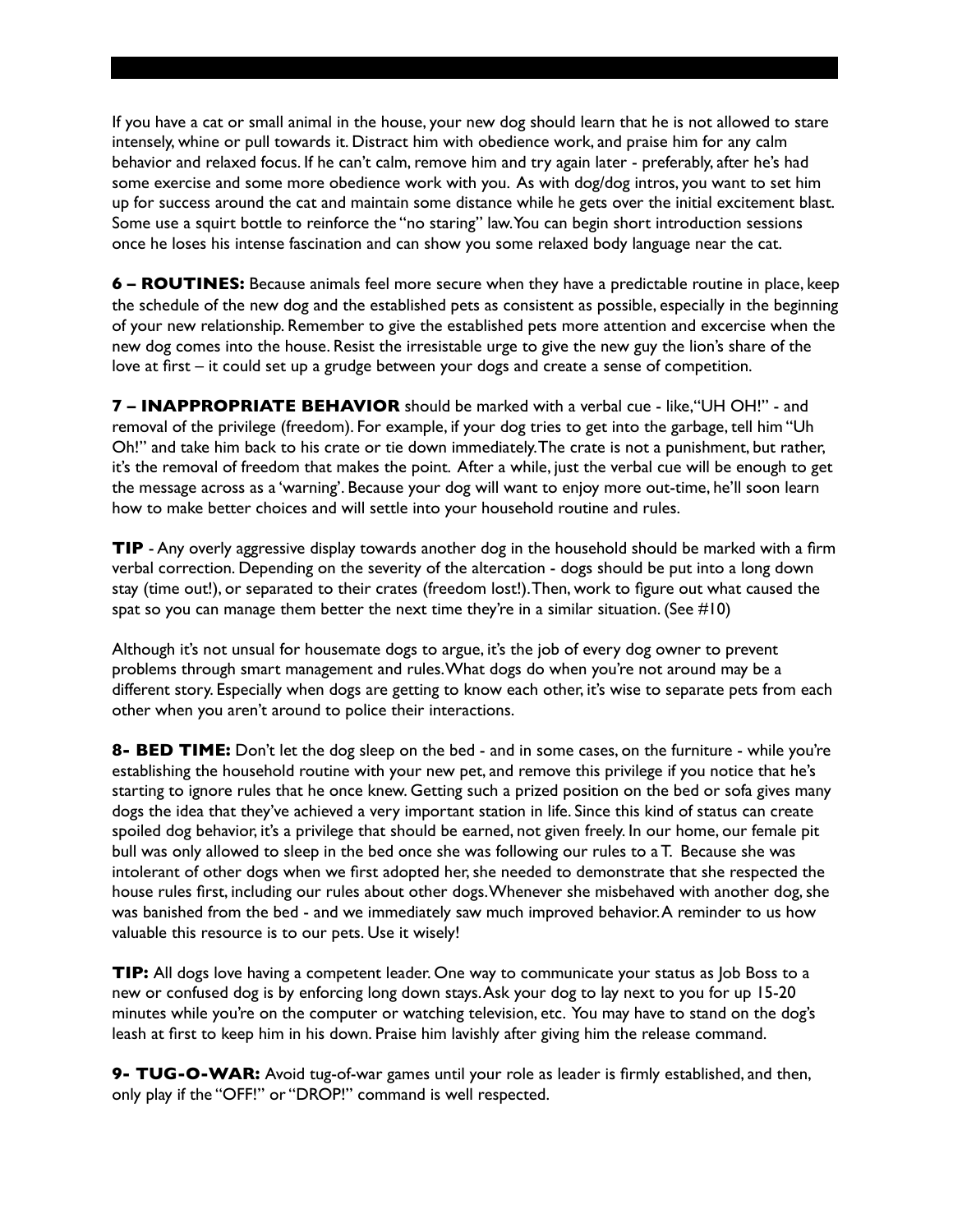If you have a cat or small animal in the house, your new dog should learn that he is not allowed to stare intensely, whine or pull towards it. Distract him with obedience work, and praise him for any calm behavior and relaxed focus. If he can't calm, remove him and try again later - preferably, after he's had some exercise and some more obedience work with you. As with dog/dog intros, you want to set him up for success around the cat and maintain some distance while he gets over the initial excitement blast. Some use a squirt bottle to reinforce the "no staring" law. You can begin short introduction sessions once he loses his intense fascination and can show you some relaxed body language near the cat.

**6 – ROUTINES:** Because animals feel more secure when they have a predictable routine in place, keep the schedule of the new dog and the established pets as consistent as possible, especially in the beginning of your new relationship. Remember to give the established pets more attention and excercise when the new dog comes into the house. Resist the irresistable urge to give the new guy the lion's share of the love at first – it could set up a grudge between your dogs and create a sense of competition.

**7 – INAPPROPRIATE BEHAVIOR** should be marked with a verbal cue - like, "UH OH!" - and removal of the privilege (freedom). For example, if your dog tries to get into the garbage, tell him "Uh Oh!" and take him back to his crate or tie down immediately. The crate is not a punishment, but rather, it's the removal of freedom that makes the point. After a while, just the verbal cue will be enough to get the message across as a 'warning'. Because your dog will want to enjoy more out-time, he'll soon learn how to make better choices and will settle into your household routine and rules.

**TIP** - Any overly aggressive display towards another dog in the household should be marked with a firm verbal correction. Depending on the severity of the altercation - dogs should be put into a long down stay (time out!), or separated to their crates (freedom lost!). Then, work to figure out what caused the spat so you can manage them better the next time they're in a similar situation. (See #10)

Although it's not unsual for housemate dogs to argue, it's the job of every dog owner to prevent problems through smart management and rules. What dogs do when you're not around may be a different story. Especially when dogs are getting to know each other, it's wise to separate pets from each other when you aren't around to police their interactions.

**8- BED TIME:** Don't let the dog sleep on the bed - and in some cases, on the furniture - while you're establishing the household routine with your new pet, and remove this privilege if you notice that he's starting to ignore rules that he once knew. Getting such a prized position on the bed or sofa gives many dogs the idea that they've achieved a very important station in life. Since this kind of status can create spoiled dog behavior, it's a privilege that should be earned, not given freely. In our home, our female pit bull was only allowed to sleep in the bed once she was following our rules to a T. Because she was intolerant of other dogs when we first adopted her, she needed to demonstrate that she respected the house rules first, including our rules about other dogs. Whenever she misbehaved with another dog, she was banished from the bed - and we immediately saw much improved behavior. A reminder to us how valuable this resource is to our pets. Use it wisely!

**TIP:** All dogs love having a competent leader. One way to communicate your status as Job Boss to a new or confused dog is by enforcing long down stays. Ask your dog to lay next to you for up 15-20 minutes while you're on the computer or watching television, etc. You may have to stand on the dog's leash at first to keep him in his down. Praise him lavishly after giving him the release command.

**9- TUG-O-WAR:** Avoid tug-of-war games until your role as leader is firmly established, and then, only play if the "OFF!" or "DROP!" command is well respected.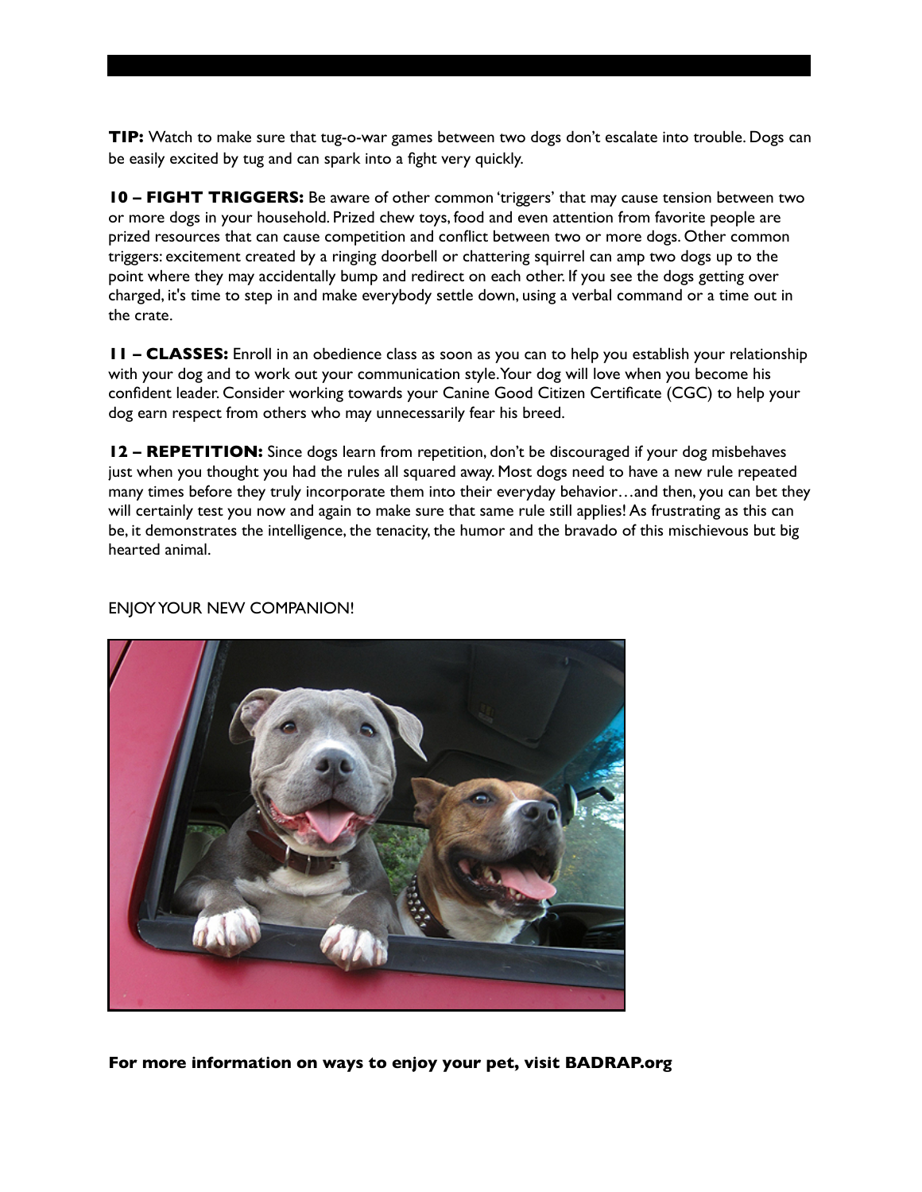**TIP:** Watch to make sure that tug-o-war games between two dogs don't escalate into trouble. Dogs can be easily excited by tug and can spark into a fight very quickly.

**10 – FIGHT TRIGGERS:** Be aware of other common 'triggers' that may cause tension between two or more dogs in your household. Prized chew toys, food and even attention from favorite people are prized resources that can cause competition and conflict between two or more dogs. Other common triggers: excitement created by a ringing doorbell or chattering squirrel can amp two dogs up to the point where they may accidentally bump and redirect on each other. If you see the dogs getting over charged, it's time to step in and make everybody settle down, using a verbal command or a time out in the crate.

**11 – CLASSES:** Enroll in an obedience class as soon as you can to help you establish your relationship with your dog and to work out your communication style. Your dog will love when you become his confident leader. Consider working towards your Canine Good Citizen Certificate (CGC) to help your dog earn respect from others who may unnecessarily fear his breed.

**12 – REPETITION:** Since dogs learn from repetition, don't be discouraged if your dog misbehaves just when you thought you had the rules all squared away. Most dogs need to have a new rule repeated many times before they truly incorporate them into their everyday behavior…and then, you can bet they will certainly test you now and again to make sure that same rule still applies! As frustrating as this can be, it demonstrates the intelligence, the tenacity, the humor and the bravado of this mischievous but big hearted animal.

ENJOY YOUR NEW COMPANION!

**For more information on ways to enjoy your pet, visit BADRAP.org**